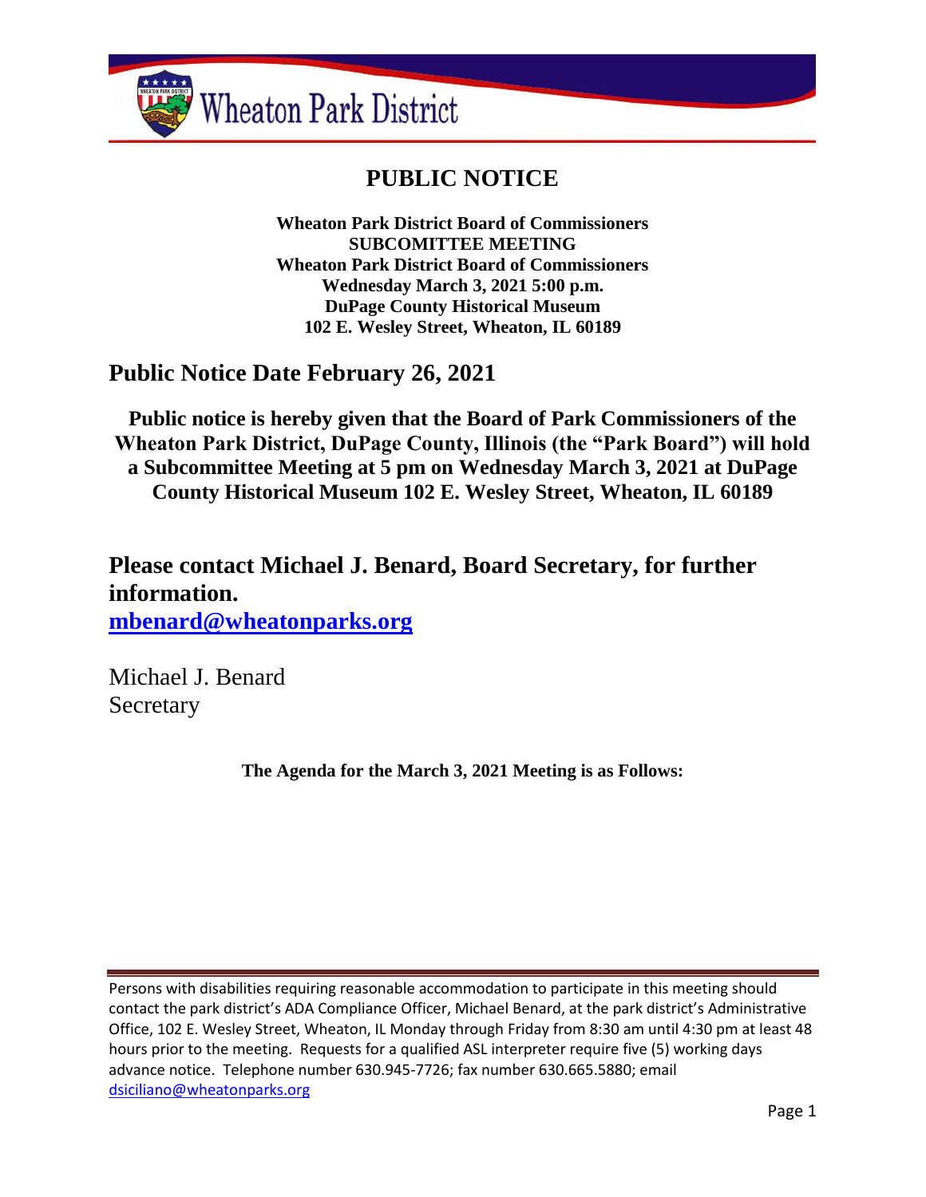Wheaton Park District

# PUBLIC NOTICE

**Wheaton Park District Board of Commissioners**
**SUBCOMITTEE MEETING**
**Wheaton Park District Board of Commissioners**
**Wednesday March 3, 2021 5:00 p.m.**
**DuPage County Historical Museum**
**102 E. Wesley Street, Wheaton, IL 60189**

## Public Notice Date February 26, 2021

**Public notice is hereby given that the Board of Park Commissioners of the Wheaton Park District, DuPage County, Illinois (the "Park Board") will hold a Subcommittee Meeting at 5 pm on Wednesday March 3, 2021 at DuPage County Historical Museum 102 E. Wesley Street, Wheaton, IL 60189**

## Please contact Michael J. Benard, Board Secretary, for further information.

**[mbenard@wheatonparks.org](mailto:mbenard@wheatonparks.org)**

Michael J. Benard
Secretary

**The Agenda for the March 3, 2021 Meeting is as Follows:**

Persons with disabilities requiring reasonable accommodation to participate in this meeting should contact the park district's ADA Compliance Officer, Michael Benard, at the park district's Administrative Office, 102 E. Wesley Street, Wheaton, IL Monday through Friday from 8:30 am until 4:30 pm at least 48 hours prior to the meeting. Requests for a qualified ASL interpreter require five (5) working days advance notice. Telephone number 630.945-7726; fax number 630.665.5880; email [dsiciliano@wheatonparks.org](mailto:dsiciliano@wheatonparks.org)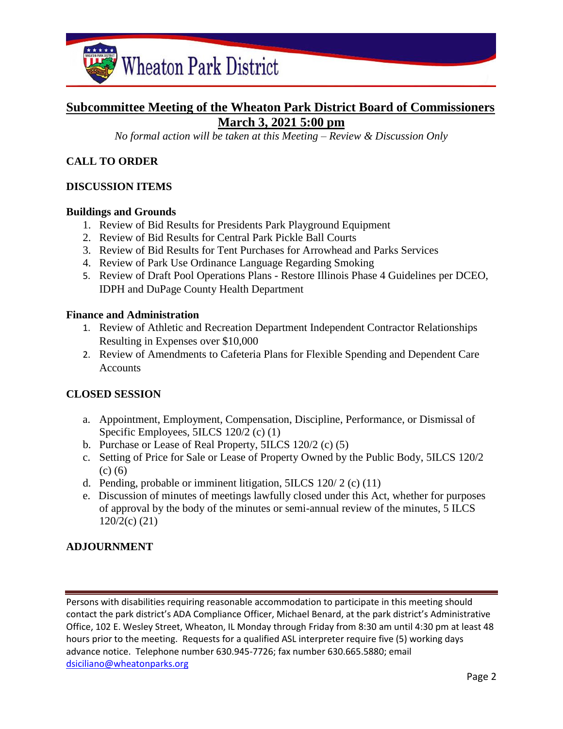Wheaton Park District

# Subcommittee Meeting of the Wheaton Park District Board of Commissioners

## March 3, 2021 5:00 pm

*No formal action will be taken at this Meeting – Review & Discussion Only*

**CALL TO ORDER**

**DISCUSSION ITEMS**

**Buildings and Grounds**

1. Review of Bid Results for Presidents Park Playground Equipment
2. Review of Bid Results for Central Park Pickle Ball Courts
3. Review of Bid Results for Tent Purchases for Arrowhead and Parks Services
4. Review of Park Use Ordinance Language Regarding Smoking
5. Review of Draft Pool Operations Plans - Restore Illinois Phase 4 Guidelines per DCEO, IDPH and DuPage County Health Department

**Finance and Administration**

1. Review of Athletic and Recreation Department Independent Contractor Relationships Resulting in Expenses over $10,000
2. Review of Amendments to Cafeteria Plans for Flexible Spending and Dependent Care Accounts

**CLOSED SESSION**

a. Appointment, Employment, Compensation, Discipline, Performance, or Dismissal of Specific Employees, 5ILCS 120/2 (c) (1)
b. Purchase or Lease of Real Property, 5ILCS 120/2 (c) (5)
c. Setting of Price for Sale or Lease of Property Owned by the Public Body, 5ILCS 120/2 (c) (6)
d. Pending, probable or imminent litigation, 5ILCS 120/ 2 (c) (11)
e. Discussion of minutes of meetings lawfully closed under this Act, whether for purposes of approval by the body of the minutes or semi-annual review of the minutes, 5 ILCS 120/2(c) (21)

**ADJOURNMENT**

Persons with disabilities requiring reasonable accommodation to participate in this meeting should contact the park district's ADA Compliance Officer, Michael Benard, at the park district's Administrative Office, 102 E. Wesley Street, Wheaton, IL Monday through Friday from 8:30 am until 4:30 pm at least 48 hours prior to the meeting. Requests for a qualified ASL interpreter require five (5) working days advance notice. Telephone number 630.945-7726; fax number 630.665.5880; email dsiciliano@wheatonparks.org